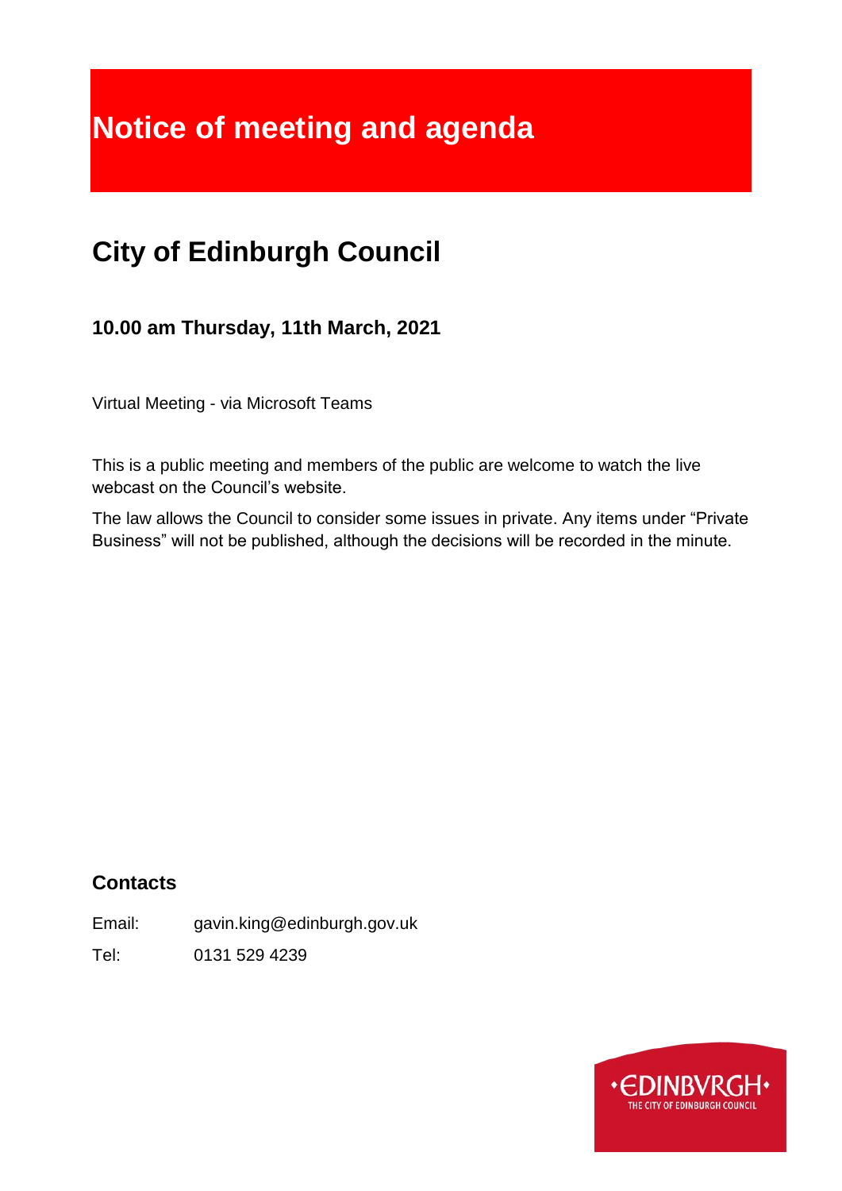# Notice of meeting and agenda

## City of Edinburgh Council

### 10.00 am Thursday, 11th March, 2021

Virtual Meeting - via Microsoft Teams

This is a public meeting and members of the public are welcome to watch the live webcast on the Council's website.

The law allows the Council to consider some issues in private. Any items under "Private Business" will not be published, although the decisions will be recorded in the minute.

### Contacts

Email: gavin.king@edinburgh.gov.uk

Tel: 0131 529 4239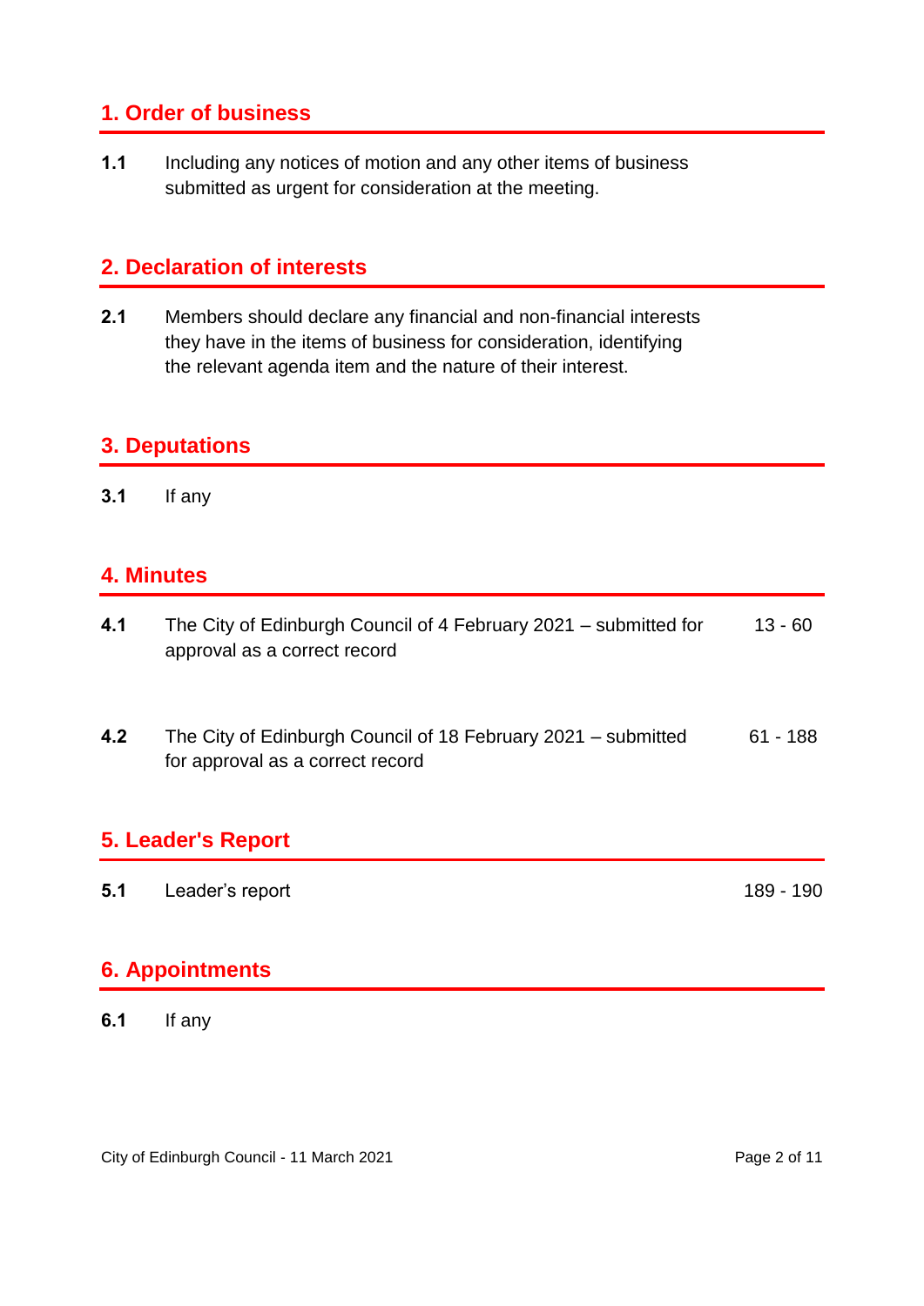## 1. Order of business

**1.1** Including any notices of motion and any other items of business submitted as urgent for consideration at the meeting.

## 2. Declaration of interests

**2.1** Members should declare any financial and non-financial interests they have in the items of business for consideration, identifying the relevant agenda item and the nature of their interest.

## 3. Deputations

**3.1** If any

## 4. Minutes

| | | |
|---|---|---|
| **4.1** | The City of Edinburgh Council of 4 February 2021 – submitted for approval as a correct record | 13 - 60 |
| **4.2** | The City of Edinburgh Council of 18 February 2021 – submitted for approval as a correct record | 61 - 188 |

## 5. Leader's Report

| | | |
|---|---|---|
| **5.1** | Leader's report | 189 - 190 |

## 6. Appointments

**6.1** If any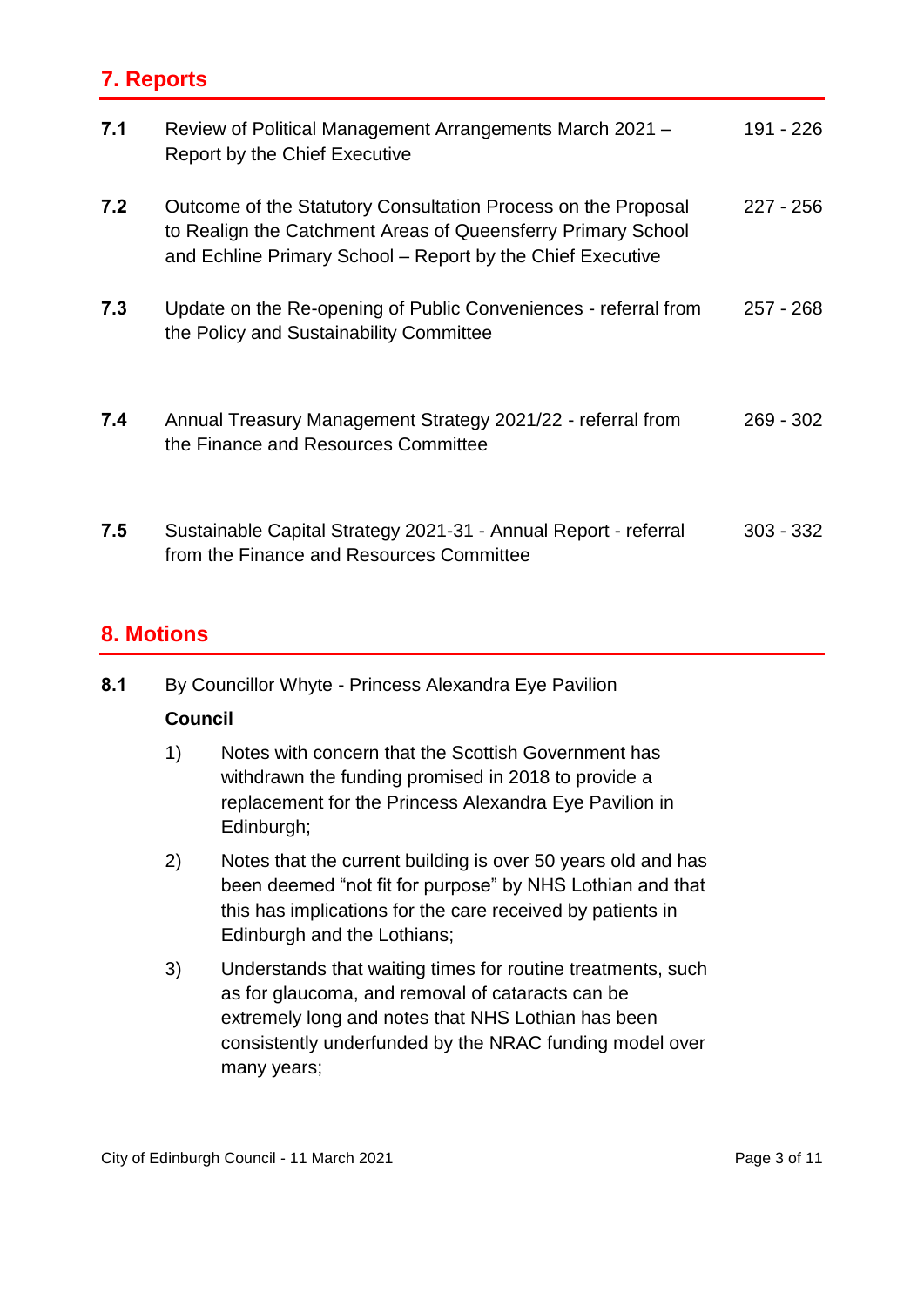## 7. Reports

| | | |
|---|---|---|
| **7.1** | Review of Political Management Arrangements March 2021 – Report by the Chief Executive | 191 - 226 |
| **7.2** | Outcome of the Statutory Consultation Process on the Proposal to Realign the Catchment Areas of Queensferry Primary School and Echline Primary School – Report by the Chief Executive | 227 - 256 |
| **7.3** | Update on the Re-opening of Public Conveniences - referral from the Policy and Sustainability Committee | 257 - 268 |
| **7.4** | Annual Treasury Management Strategy 2021/22 - referral from the Finance and Resources Committee | 269 - 302 |
| **7.5** | Sustainable Capital Strategy 2021-31 - Annual Report - referral from the Finance and Resources Committee | 303 - 332 |

## 8. Motions

**8.1** By Councillor Whyte - Princess Alexandra Eye Pavilion

**Council**

1) Notes with concern that the Scottish Government has withdrawn the funding promised in 2018 to provide a replacement for the Princess Alexandra Eye Pavilion in Edinburgh;

2) Notes that the current building is over 50 years old and has been deemed "not fit for purpose" by NHS Lothian and that this has implications for the care received by patients in Edinburgh and the Lothians;

3) Understands that waiting times for routine treatments, such as for glaucoma, and removal of cataracts can be extremely long and notes that NHS Lothian has been consistently underfunded by the NRAC funding model over many years;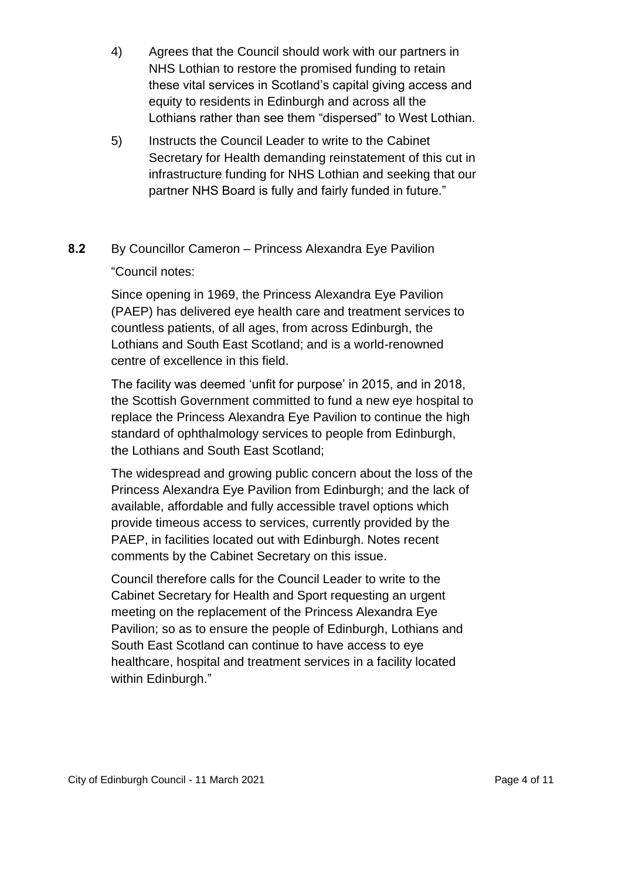4) Agrees that the Council should work with our partners in NHS Lothian to restore the promised funding to retain these vital services in Scotland's capital giving access and equity to residents in Edinburgh and across all the Lothians rather than see them "dispersed" to West Lothian.

5) Instructs the Council Leader to write to the Cabinet Secretary for Health demanding reinstatement of this cut in infrastructure funding for NHS Lothian and seeking that our partner NHS Board is fully and fairly funded in future."

**8.2** By Councillor Cameron – Princess Alexandra Eye Pavilion

"Council notes:

Since opening in 1969, the Princess Alexandra Eye Pavilion (PAEP) has delivered eye health care and treatment services to countless patients, of all ages, from across Edinburgh, the Lothians and South East Scotland; and is a world-renowned centre of excellence in this field.

The facility was deemed 'unfit for purpose' in 2015, and in 2018, the Scottish Government committed to fund a new eye hospital to replace the Princess Alexandra Eye Pavilion to continue the high standard of ophthalmology services to people from Edinburgh, the Lothians and South East Scotland;

The widespread and growing public concern about the loss of the Princess Alexandra Eye Pavilion from Edinburgh; and the lack of available, affordable and fully accessible travel options which provide timeous access to services, currently provided by the PAEP, in facilities located out with Edinburgh. Notes recent comments by the Cabinet Secretary on this issue.

Council therefore calls for the Council Leader to write to the Cabinet Secretary for Health and Sport requesting an urgent meeting on the replacement of the Princess Alexandra Eye Pavilion; so as to ensure the people of Edinburgh, Lothians and South East Scotland can continue to have access to eye healthcare, hospital and treatment services in a facility located within Edinburgh."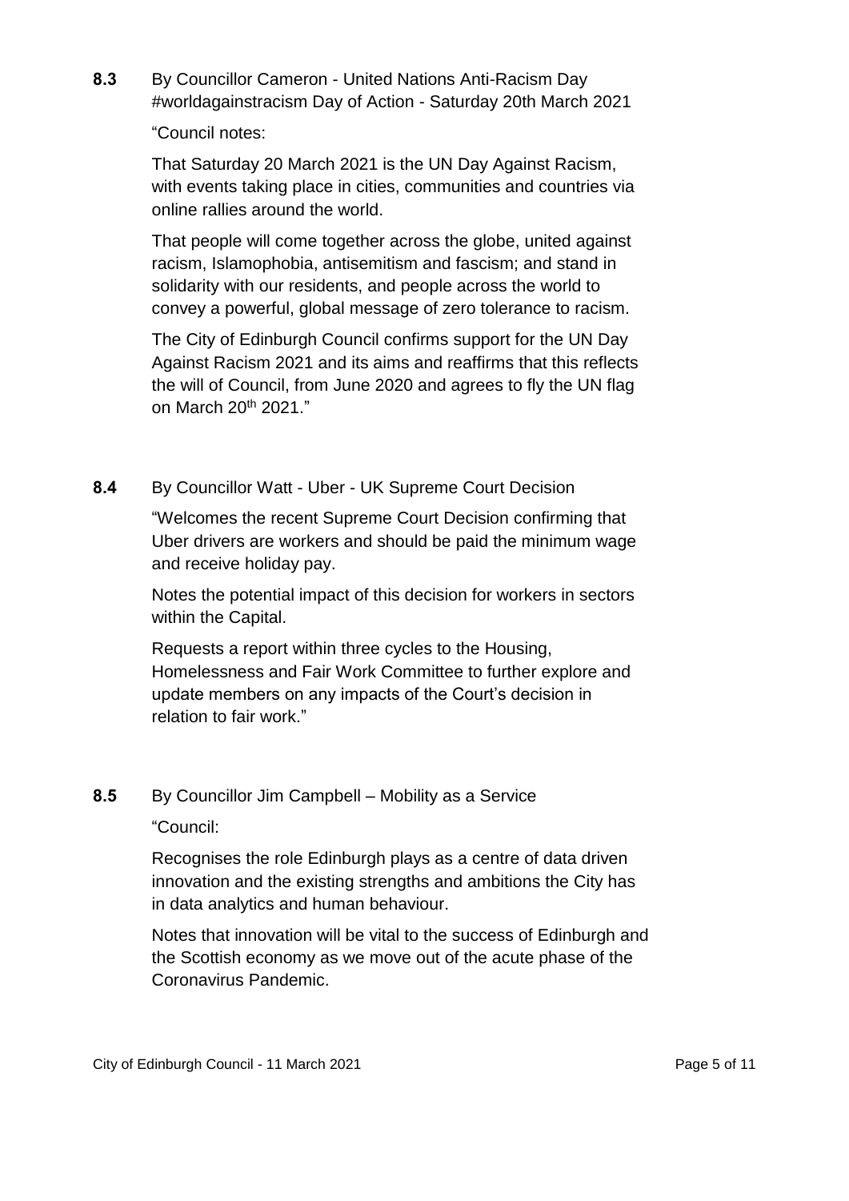**8.3** By Councillor Cameron - United Nations Anti-Racism Day #worldagainstracism Day of Action - Saturday 20th March 2021

"Council notes:

That Saturday 20 March 2021 is the UN Day Against Racism, with events taking place in cities, communities and countries via online rallies around the world.

That people will come together across the globe, united against racism, Islamophobia, antisemitism and fascism; and stand in solidarity with our residents, and people across the world to convey a powerful, global message of zero tolerance to racism.

The City of Edinburgh Council confirms support for the UN Day Against Racism 2021 and its aims and reaffirms that this reflects the will of Council, from June 2020 and agrees to fly the UN flag on March 20th 2021."

**8.4** By Councillor Watt - Uber - UK Supreme Court Decision

"Welcomes the recent Supreme Court Decision confirming that Uber drivers are workers and should be paid the minimum wage and receive holiday pay.

Notes the potential impact of this decision for workers in sectors within the Capital.

Requests a report within three cycles to the Housing, Homelessness and Fair Work Committee to further explore and update members on any impacts of the Court's decision in relation to fair work."

**8.5** By Councillor Jim Campbell – Mobility as a Service

"Council:

Recognises the role Edinburgh plays as a centre of data driven innovation and the existing strengths and ambitions the City has in data analytics and human behaviour.

Notes that innovation will be vital to the success of Edinburgh and the Scottish economy as we move out of the acute phase of the Coronavirus Pandemic.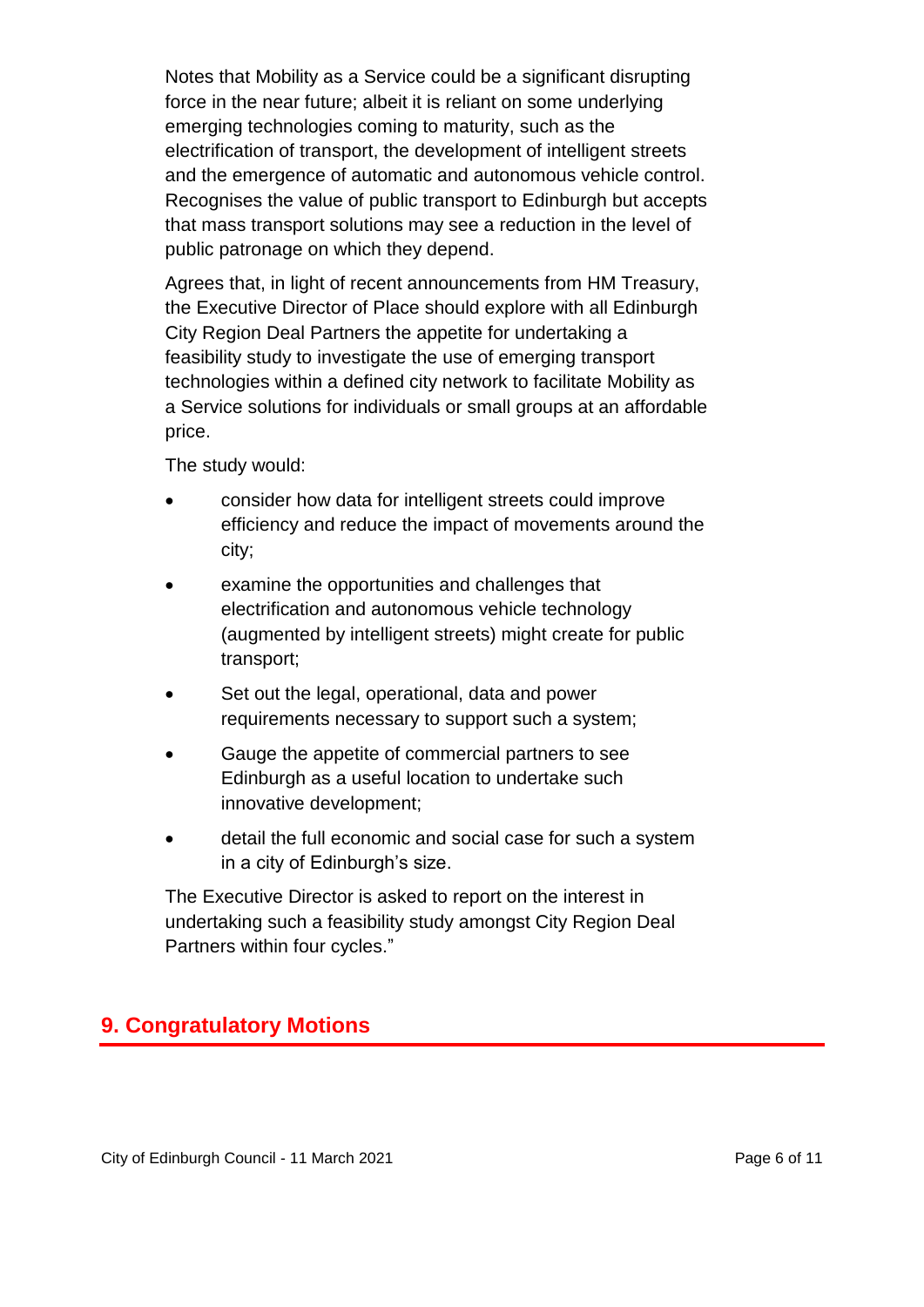Notes that Mobility as a Service could be a significant disrupting force in the near future; albeit it is reliant on some underlying emerging technologies coming to maturity, such as the electrification of transport, the development of intelligent streets and the emergence of automatic and autonomous vehicle control. Recognises the value of public transport to Edinburgh but accepts that mass transport solutions may see a reduction in the level of public patronage on which they depend.

Agrees that, in light of recent announcements from HM Treasury, the Executive Director of Place should explore with all Edinburgh City Region Deal Partners the appetite for undertaking a feasibility study to investigate the use of emerging transport technologies within a defined city network to facilitate Mobility as a Service solutions for individuals or small groups at an affordable price.

The study would:

- consider how data for intelligent streets could improve efficiency and reduce the impact of movements around the city;
- examine the opportunities and challenges that electrification and autonomous vehicle technology (augmented by intelligent streets) might create for public transport;
- Set out the legal, operational, data and power requirements necessary to support such a system;
- Gauge the appetite of commercial partners to see Edinburgh as a useful location to undertake such innovative development;
- detail the full economic and social case for such a system in a city of Edinburgh's size.

The Executive Director is asked to report on the interest in undertaking such a feasibility study amongst City Region Deal Partners within four cycles."

## 9. Congratulatory Motions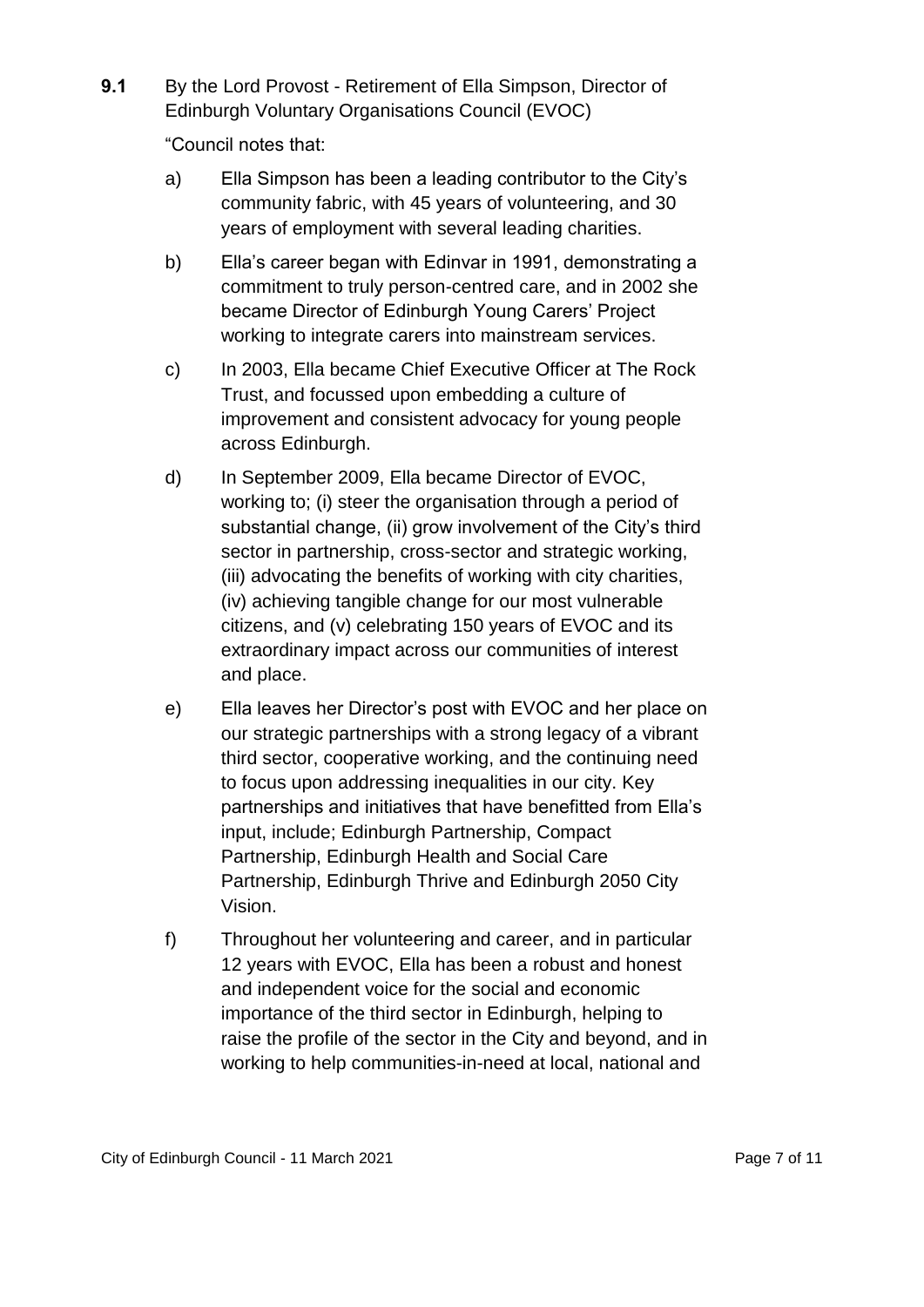**9.1** By the Lord Provost - Retirement of Ella Simpson, Director of Edinburgh Voluntary Organisations Council (EVOC)

"Council notes that:

a) Ella Simpson has been a leading contributor to the City's community fabric, with 45 years of volunteering, and 30 years of employment with several leading charities.

b) Ella's career began with Edinvar in 1991, demonstrating a commitment to truly person-centred care, and in 2002 she became Director of Edinburgh Young Carers' Project working to integrate carers into mainstream services.

c) In 2003, Ella became Chief Executive Officer at The Rock Trust, and focussed upon embedding a culture of improvement and consistent advocacy for young people across Edinburgh.

d) In September 2009, Ella became Director of EVOC, working to; (i) steer the organisation through a period of substantial change, (ii) grow involvement of the City's third sector in partnership, cross-sector and strategic working, (iii) advocating the benefits of working with city charities, (iv) achieving tangible change for our most vulnerable citizens, and (v) celebrating 150 years of EVOC and its extraordinary impact across our communities of interest and place.

e) Ella leaves her Director's post with EVOC and her place on our strategic partnerships with a strong legacy of a vibrant third sector, cooperative working, and the continuing need to focus upon addressing inequalities in our city. Key partnerships and initiatives that have benefitted from Ella's input, include; Edinburgh Partnership, Compact Partnership, Edinburgh Health and Social Care Partnership, Edinburgh Thrive and Edinburgh 2050 City Vision.

f) Throughout her volunteering and career, and in particular 12 years with EVOC, Ella has been a robust and honest and independent voice for the social and economic importance of the third sector in Edinburgh, helping to raise the profile of the sector in the City and beyond, and in working to help communities-in-need at local, national and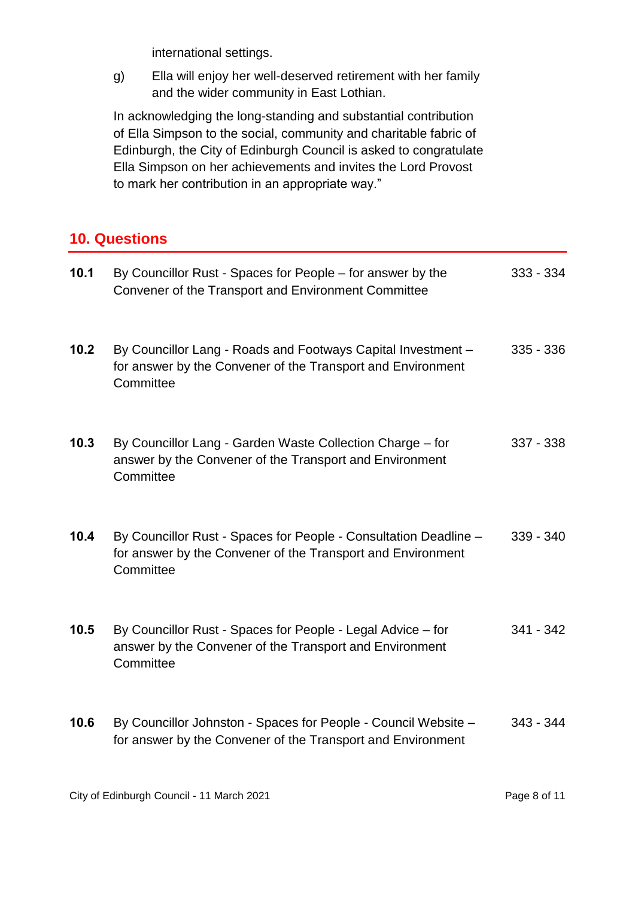international settings.

g) Ella will enjoy her well-deserved retirement with her family and the wider community in East Lothian.

In acknowledging the long-standing and substantial contribution of Ella Simpson to the social, community and charitable fabric of Edinburgh, the City of Edinburgh Council is asked to congratulate Ella Simpson on her achievements and invites the Lord Provost to mark her contribution in an appropriate way."

## 10. Questions

| | | |
|---|---|---|
| **10.1** | By Councillor Rust - Spaces for People – for answer by the Convener of the Transport and Environment Committee | 333 - 334 |
| **10.2** | By Councillor Lang - Roads and Footways Capital Investment – for answer by the Convener of the Transport and Environment Committee | 335 - 336 |
| **10.3** | By Councillor Lang - Garden Waste Collection Charge – for answer by the Convener of the Transport and Environment Committee | 337 - 338 |
| **10.4** | By Councillor Rust - Spaces for People - Consultation Deadline – for answer by the Convener of the Transport and Environment Committee | 339 - 340 |
| **10.5** | By Councillor Rust - Spaces for People - Legal Advice – for answer by the Convener of the Transport and Environment Committee | 341 - 342 |
| **10.6** | By Councillor Johnston - Spaces for People - Council Website – for answer by the Convener of the Transport and Environment | 343 - 344 |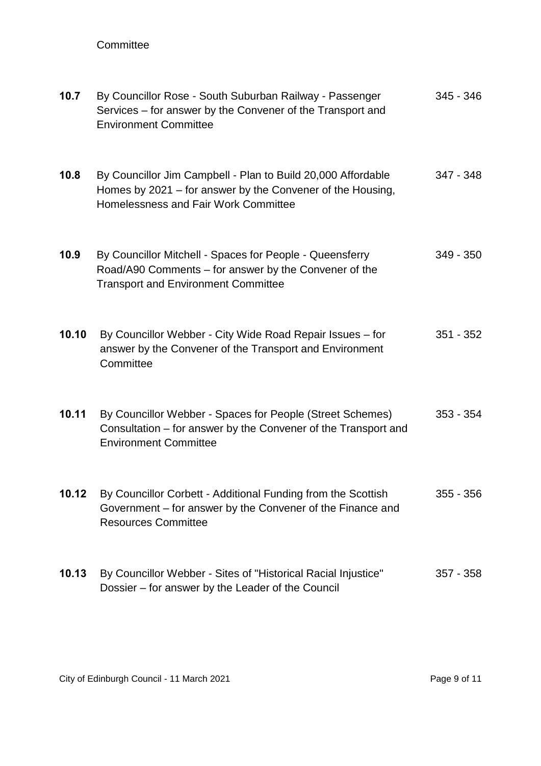Committee

| | | |
|---|---|---|
| **10.7** | By Councillor Rose - South Suburban Railway - Passenger Services – for answer by the Convener of the Transport and Environment Committee | 345 - 346 |
| **10.8** | By Councillor Jim Campbell - Plan to Build 20,000 Affordable Homes by 2021 – for answer by the Convener of the Housing, Homelessness and Fair Work Committee | 347 - 348 |
| **10.9** | By Councillor Mitchell - Spaces for People - Queensferry Road/A90 Comments – for answer by the Convener of the Transport and Environment Committee | 349 - 350 |
| **10.10** | By Councillor Webber - City Wide Road Repair Issues – for answer by the Convener of the Transport and Environment Committee | 351 - 352 |
| **10.11** | By Councillor Webber - Spaces for People (Street Schemes) Consultation – for answer by the Convener of the Transport and Environment Committee | 353 - 354 |
| **10.12** | By Councillor Corbett - Additional Funding from the Scottish Government – for answer by the Convener of the Finance and Resources Committee | 355 - 356 |
| **10.13** | By Councillor Webber - Sites of "Historical Racial Injustice" Dossier – for answer by the Leader of the Council | 357 - 358 |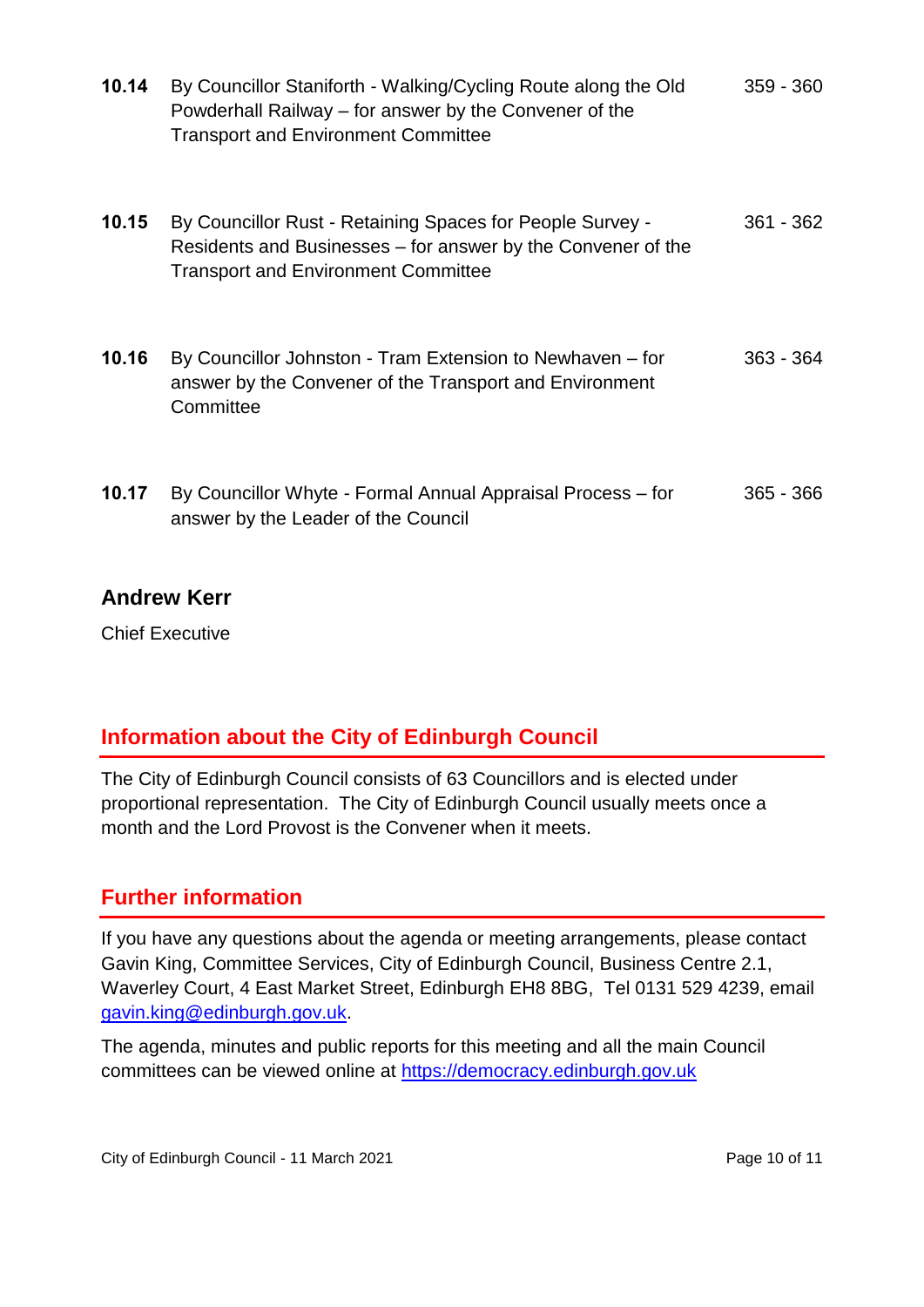| | | |
|---|---|---|
| **10.14** | By Councillor Staniforth - Walking/Cycling Route along the Old Powderhall Railway – for answer by the Convener of the Transport and Environment Committee | 359 - 360 |
| **10.15** | By Councillor Rust - Retaining Spaces for People Survey - Residents and Businesses – for answer by the Convener of the Transport and Environment Committee | 361 - 362 |
| **10.16** | By Councillor Johnston - Tram Extension to Newhaven – for answer by the Convener of the Transport and Environment Committee | 363 - 364 |
| **10.17** | By Councillor Whyte - Formal Annual Appraisal Process – for answer by the Leader of the Council | 365 - 366 |

**Andrew Kerr**

Chief Executive

## Information about the City of Edinburgh Council

The City of Edinburgh Council consists of 63 Councillors and is elected under proportional representation. The City of Edinburgh Council usually meets once a month and the Lord Provost is the Convener when it meets.

## Further information

If you have any questions about the agenda or meeting arrangements, please contact Gavin King, Committee Services, City of Edinburgh Council, Business Centre 2.1, Waverley Court, 4 East Market Street, Edinburgh EH8 8BG, Tel 0131 529 4239, email gavin.king@edinburgh.gov.uk.

The agenda, minutes and public reports for this meeting and all the main Council committees can be viewed online at https://democracy.edinburgh.gov.uk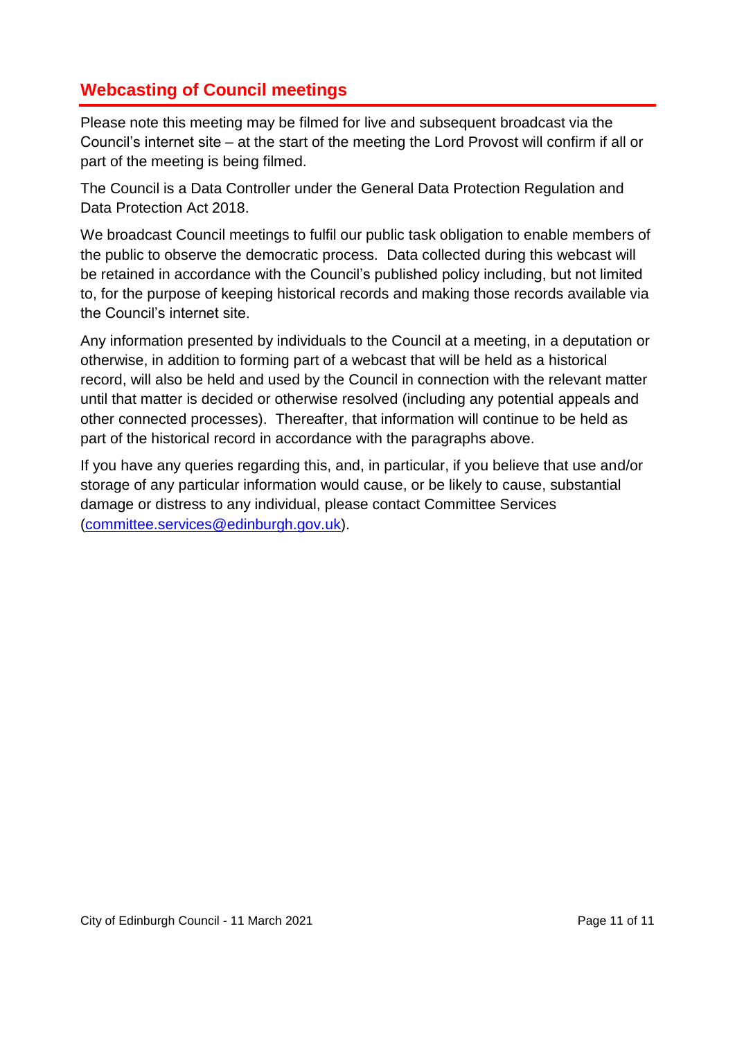## Webcasting of Council meetings

Please note this meeting may be filmed for live and subsequent broadcast via the Council's internet site – at the start of the meeting the Lord Provost will confirm if all or part of the meeting is being filmed.

The Council is a Data Controller under the General Data Protection Regulation and Data Protection Act 2018.

We broadcast Council meetings to fulfil our public task obligation to enable members of the public to observe the democratic process. Data collected during this webcast will be retained in accordance with the Council's published policy including, but not limited to, for the purpose of keeping historical records and making those records available via the Council's internet site.

Any information presented by individuals to the Council at a meeting, in a deputation or otherwise, in addition to forming part of a webcast that will be held as a historical record, will also be held and used by the Council in connection with the relevant matter until that matter is decided or otherwise resolved (including any potential appeals and other connected processes). Thereafter, that information will continue to be held as part of the historical record in accordance with the paragraphs above.

If you have any queries regarding this, and, in particular, if you believe that use and/or storage of any particular information would cause, or be likely to cause, substantial damage or distress to any individual, please contact Committee Services (committee.services@edinburgh.gov.uk).